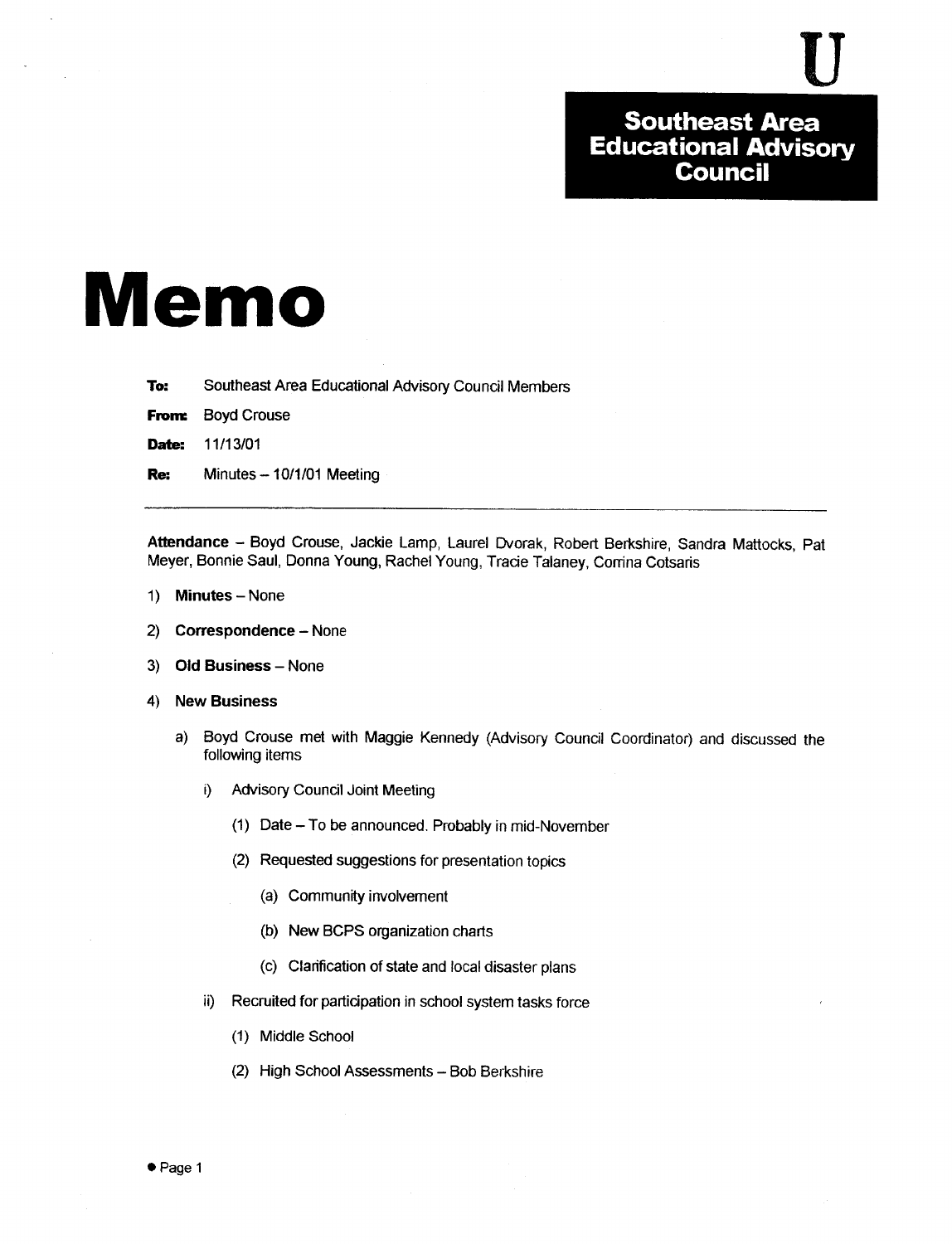**U**

**Southeast Area Educational Advisory Council**

# Memo

**To:** Southeast Area Educational Advisory Council Members

**From:** Boyd Crouse

**Date:** 11/13/01

**Re:** Minutes – 10/1/01 Meeting

---

**Attendance** – Boyd Crouse, Jackie Lamp, Laurel Dvorak, Robert Berkshire, Sandra Mattocks, Pat Meyer, Bonnie Saul, Donna Young, Rachel Young, Tracie Talaney, Corrina Cotsaris

1) **Minutes** – None
2) **Correspondence** – None
3) **Old Business** – None
4) **New Business**
   a) Boyd Crouse met with Maggie Kennedy (Advisory Council Coordinator) and discussed the following items
      i) Advisory Council Joint Meeting
         (1) Date – To be announced. Probably in mid-November
         (2) Requested suggestions for presentation topics
            (a) Community involvement
            (b) New BCPS organization charts
            (c) Clarification of state and local disaster plans
      ii) Recruited for participation in school system tasks force
         (1) Middle School
         (2) High School Assessments – Bob Berkshire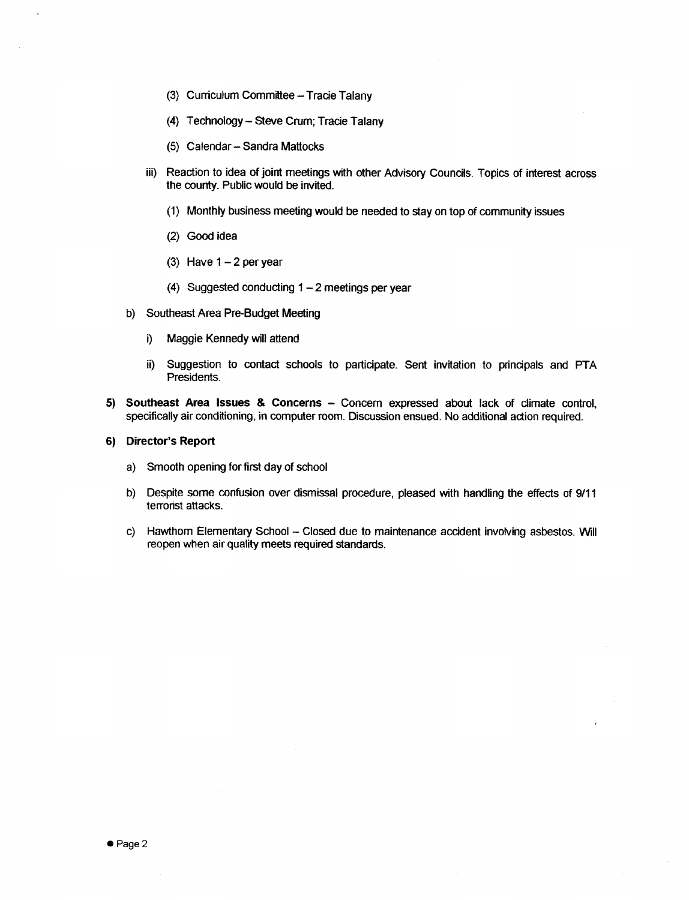(3) Curriculum Committee – Tracie Talany

(4) Technology – Steve Crum; Tracie Talany

(5) Calendar – Sandra Mattocks

iii) Reaction to idea of joint meetings with other Advisory Councils. Topics of interest across the county. Public would be invited.

(1) Monthly business meeting would be needed to stay on top of community issues

(2) Good idea

(3) Have 1 – 2 per year

(4) Suggested conducting 1 – 2 meetings per year

b) Southeast Area Pre-Budget Meeting

i) Maggie Kennedy will attend

ii) Suggestion to contact schools to participate. Sent invitation to principals and PTA Presidents.

**5) Southeast Area Issues & Concerns –** Concern expressed about lack of climate control, specifically air conditioning, in computer room. Discussion ensued. No additional action required.

**6) Director's Report**

a) Smooth opening for first day of school

b) Despite some confusion over dismissal procedure, pleased with handling the effects of 9/11 terrorist attacks.

c) Hawthorn Elementary School – Closed due to maintenance accident involving asbestos. Will reopen when air quality meets required standards.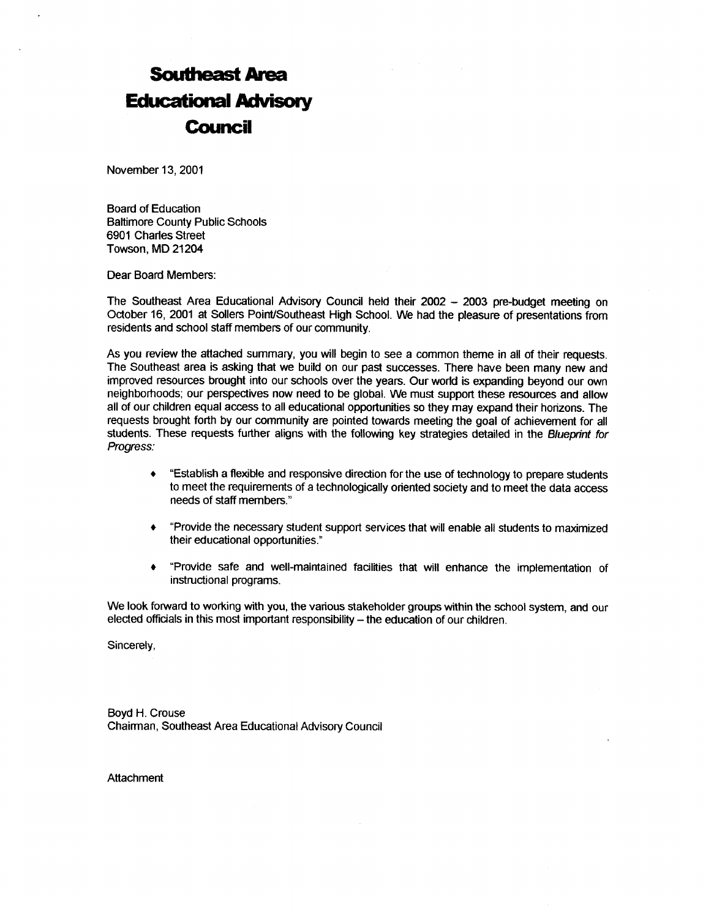# Southeast Area Educational Advisory Council

November 13, 2001

Board of Education
Baltimore County Public Schools
6901 Charles Street
Towson, MD 21204

Dear Board Members:

The Southeast Area Educational Advisory Council held their 2002 – 2003 pre-budget meeting on October 16, 2001 at Sollers Point/Southeast High School. We had the pleasure of presentations from residents and school staff members of our community.

As you review the attached summary, you will begin to see a common theme in all of their requests. The Southeast area is asking that we build on our past successes. There have been many new and improved resources brought into our schools over the years. Our world is expanding beyond our own neighborhoods; our perspectives now need to be global. We must support these resources and allow all of our children equal access to all educational opportunities so they may expand their horizons. The requests brought forth by our community are pointed towards meeting the goal of achievement for all students. These requests further aligns with the following key strategies detailed in the *Blueprint for Progress:*

- "Establish a flexible and responsive direction for the use of technology to prepare students to meet the requirements of a technologically oriented society and to meet the data access needs of staff members."
- "Provide the necessary student support services that will enable all students to maximized their educational opportunities."
- "Provide safe and well-maintained facilities that will enhance the implementation of instructional programs.

We look forward to working with you, the various stakeholder groups within the school system, and our elected officials in this most important responsibility – the education of our children.

Sincerely,

Boyd H. Crouse
Chairman, Southeast Area Educational Advisory Council

Attachment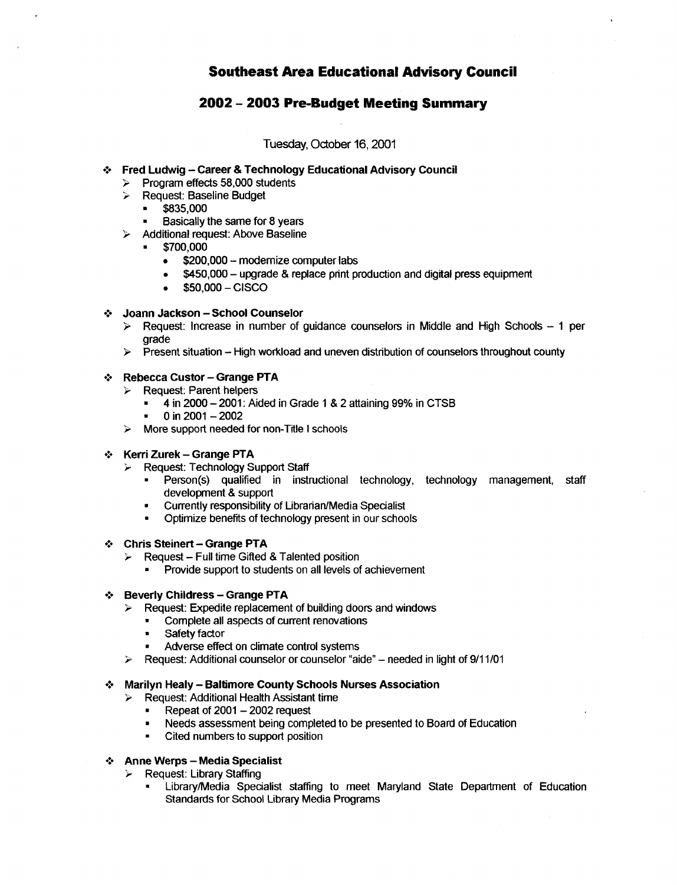# Southeast Area Educational Advisory Council

## 2002 – 2003 Pre-Budget Meeting Summary

Tuesday, October 16, 2001

- **Fred Ludwig – Career & Technology Educational Advisory Council**
  - Program effects 58,000 students
  - Request: Baseline Budget
    - $835,000
    - Basically the same for 8 years
  - Additional request: Above Baseline
    - $700,000
      - $200,000 – modernize computer labs
      - $450,000 – upgrade & replace print production and digital press equipment
      - $50,000 – CISCO

- **Joann Jackson – School Counselor**
  - Request: Increase in number of guidance counselors in Middle and High Schools – 1 per grade
  - Present situation – High workload and uneven distribution of counselors throughout county

- **Rebecca Custor – Grange PTA**
  - Request: Parent helpers
    - 4 in 2000 – 2001: Aided in Grade 1 & 2 attaining 99% in CTSB
    - 0 in 2001 – 2002
  - More support needed for non-Title I schools

- **Kerri Zurek – Grange PTA**
  - Request: Technology Support Staff
    - Person(s) qualified in instructional technology, technology management, staff development & support
    - Currently responsibility of Librarian/Media Specialist
    - Optimize benefits of technology present in our schools

- **Chris Steinert – Grange PTA**
  - Request – Full time Gifted & Talented position
    - Provide support to students on all levels of achievement

- **Beverly Childress – Grange PTA**
  - Request: Expedite replacement of building doors and windows
    - Complete all aspects of current renovations
    - Safety factor
    - Adverse effect on climate control systems
  - Request: Additional counselor or counselor "aide" – needed in light of 9/11/01

- **Marilyn Healy – Baltimore County Schools Nurses Association**
  - Request: Additional Health Assistant time
    - Repeat of 2001 – 2002 request
    - Needs assessment being completed to be presented to Board of Education
    - Cited numbers to support position

- **Anne Werps – Media Specialist**
  - Request: Library Staffing
    - Library/Media Specialist staffing to meet Maryland State Department of Education Standards for School Library Media Programs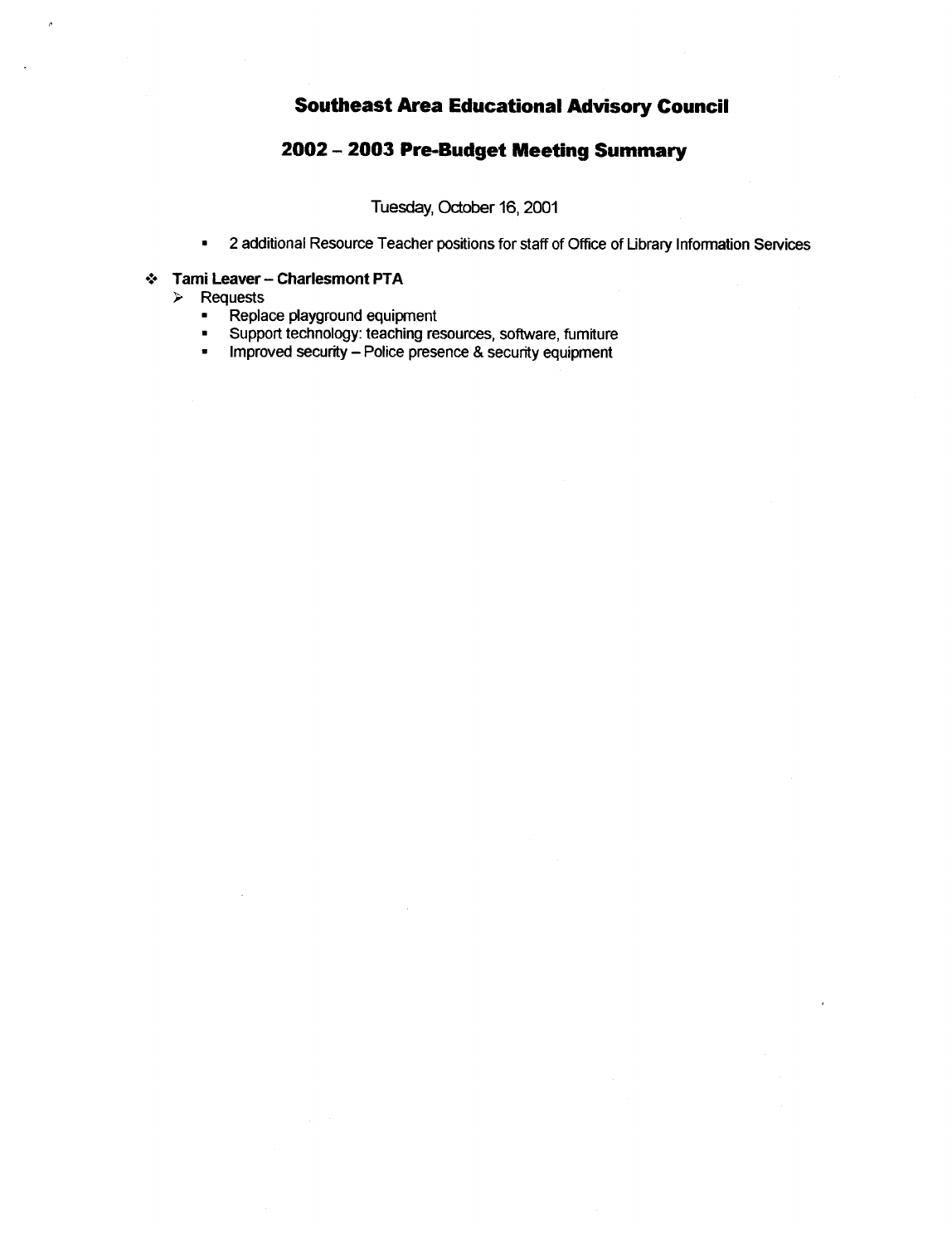# Southeast Area Educational Advisory Council

## 2002 – 2003 Pre-Budget Meeting Summary

Tuesday, October 16, 2001

- 2 additional Resource Teacher positions for staff of Office of Library Information Services

- **Tami Leaver – Charlesmont PTA**
  - Requests
    - Replace playground equipment
    - Support technology: teaching resources, software, furniture
    - Improved security – Police presence & security equipment